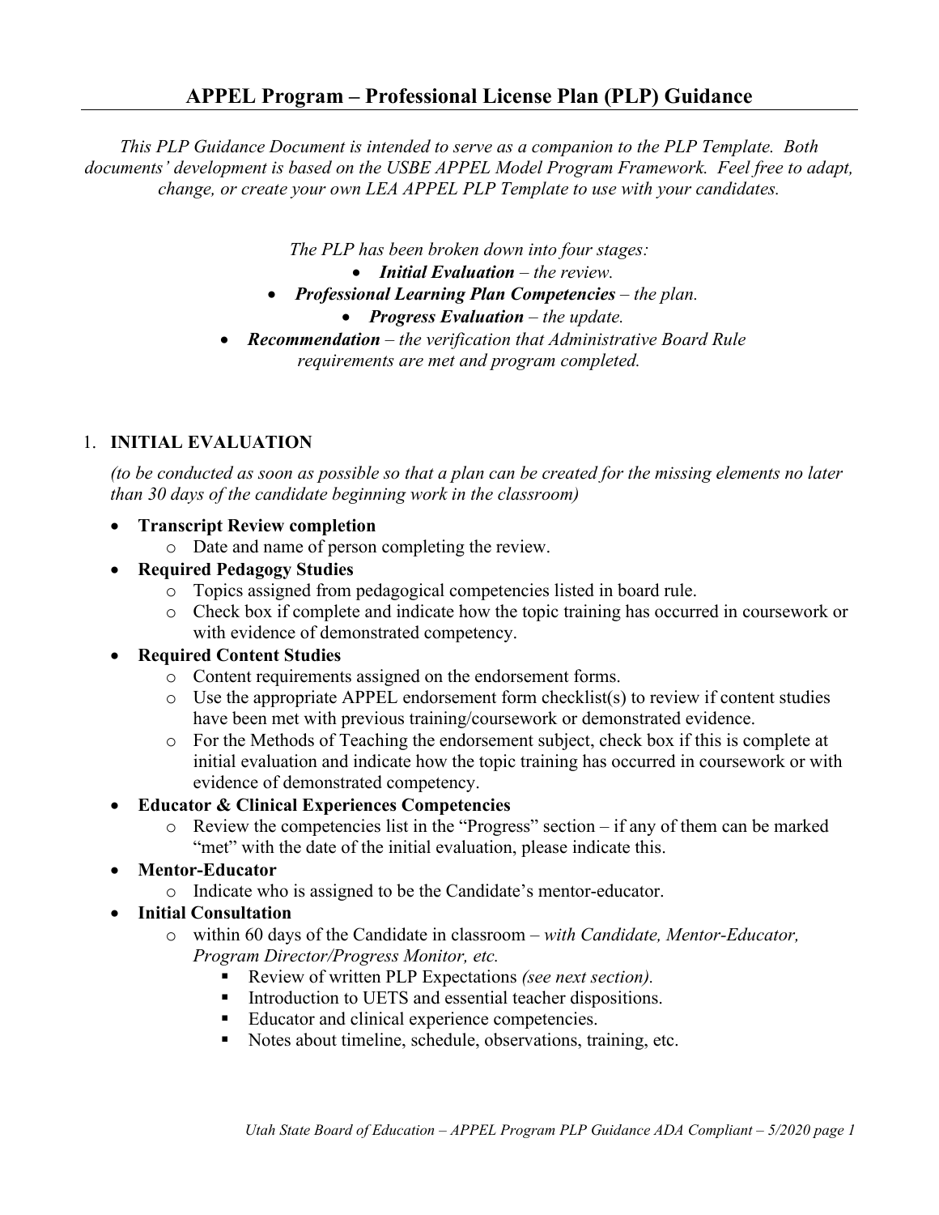# APPEL Program – Professional License Plan (PLP) Guidance

*This PLP Guidance Document is intended to serve as a companion to the PLP Template. Both documents' development is based on the USBE APPEL Model Program Framework. Feel free to adapt, change, or create your own LEA APPEL PLP Template to use with your candidates.*

*The PLP has been broken down into four stages:*

- ***Initial Evaluation*** *– the review.*
- ***Professional Learning Plan Competencies*** *– the plan.*
- ***Progress Evaluation*** *– the update.*
- ***Recommendation*** *– the verification that Administrative Board Rule requirements are met and program completed.*

## 1. INITIAL EVALUATION

*(to be conducted as soon as possible so that a plan can be created for the missing elements no later than 30 days of the candidate beginning work in the classroom)*

- **Transcript Review completion**
  - Date and name of person completing the review.
- **Required Pedagogy Studies**
  - Topics assigned from pedagogical competencies listed in board rule.
  - Check box if complete and indicate how the topic training has occurred in coursework or with evidence of demonstrated competency.
- **Required Content Studies**
  - Content requirements assigned on the endorsement forms.
  - Use the appropriate APPEL endorsement form checklist(s) to review if content studies have been met with previous training/coursework or demonstrated evidence.
  - For the Methods of Teaching the endorsement subject, check box if this is complete at initial evaluation and indicate how the topic training has occurred in coursework or with evidence of demonstrated competency.
- **Educator & Clinical Experiences Competencies**
  - Review the competencies list in the "Progress" section – if any of them can be marked "met" with the date of the initial evaluation, please indicate this.
- **Mentor-Educator**
  - Indicate who is assigned to be the Candidate's mentor-educator.
- **Initial Consultation**
  - within 60 days of the Candidate in classroom – *with Candidate, Mentor-Educator, Program Director/Progress Monitor, etc.*
    - Review of written PLP Expectations *(see next section).*
    - Introduction to UETS and essential teacher dispositions.
    - Educator and clinical experience competencies.
    - Notes about timeline, schedule, observations, training, etc.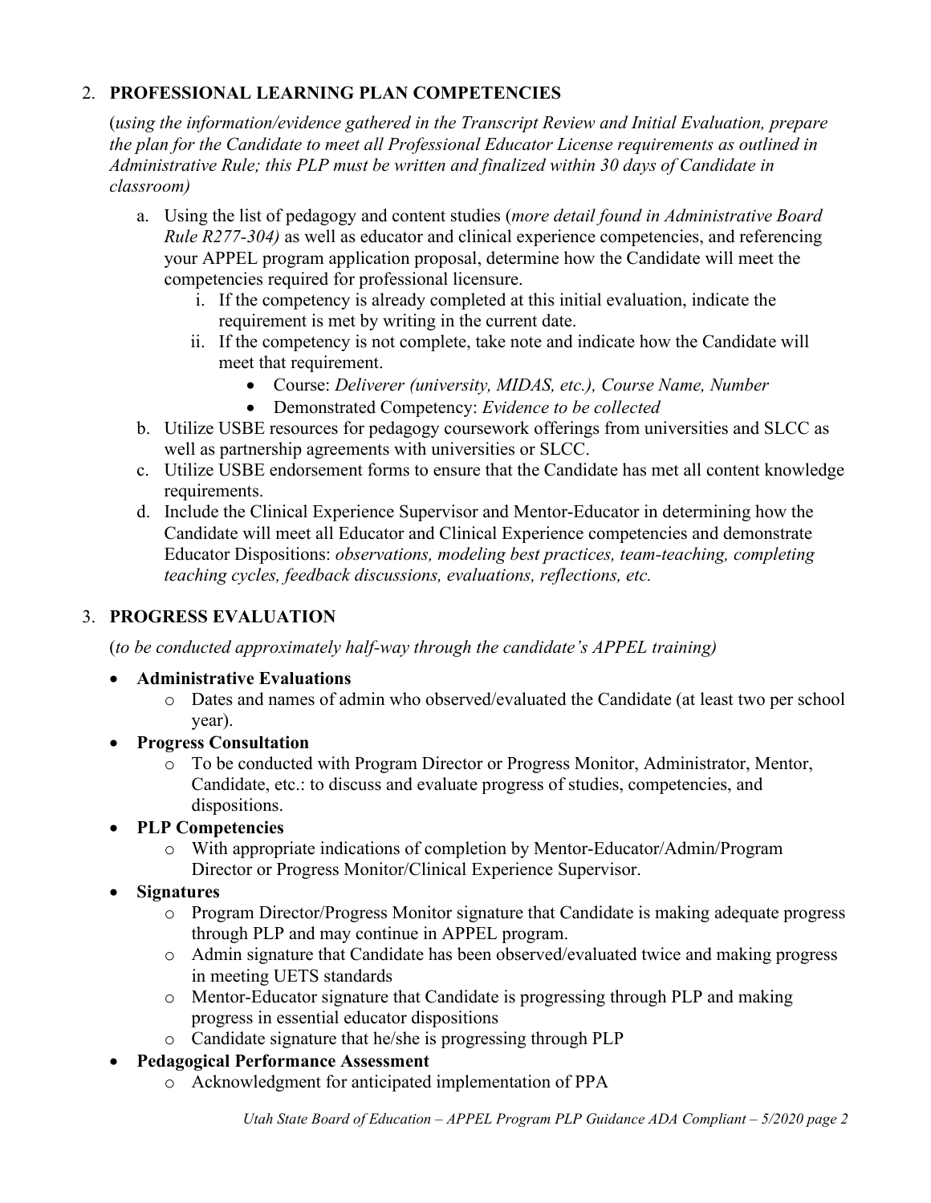2. **PROFESSIONAL LEARNING PLAN COMPETENCIES**

   (*using the information/evidence gathered in the Transcript Review and Initial Evaluation, prepare the plan for the Candidate to meet all Professional Educator License requirements as outlined in Administrative Rule; this PLP must be written and finalized within 30 days of Candidate in classroom)*

   a. Using the list of pedagogy and content studies (*more detail found in Administrative Board Rule R277-304)* as well as educator and clinical experience competencies, and referencing your APPEL program application proposal, determine how the Candidate will meet the competencies required for professional licensure.
      i. If the competency is already completed at this initial evaluation, indicate the requirement is met by writing in the current date.
      ii. If the competency is not complete, take note and indicate how the Candidate will meet that requirement.
         - Course: *Deliverer (university, MIDAS, etc.), Course Name, Number*
         - Demonstrated Competency: *Evidence to be collected*
   b. Utilize USBE resources for pedagogy coursework offerings from universities and SLCC as well as partnership agreements with universities or SLCC.
   c. Utilize USBE endorsement forms to ensure that the Candidate has met all content knowledge requirements.
   d. Include the Clinical Experience Supervisor and Mentor-Educator in determining how the Candidate will meet all Educator and Clinical Experience competencies and demonstrate Educator Dispositions: *observations, modeling best practices, team-teaching, completing teaching cycles, feedback discussions, evaluations, reflections, etc.*

3. **PROGRESS EVALUATION**

   (*to be conducted approximately half-way through the candidate's APPEL training)*

   - **Administrative Evaluations**
     - Dates and names of admin who observed/evaluated the Candidate (at least two per school year).
   - **Progress Consultation**
     - To be conducted with Program Director or Progress Monitor, Administrator, Mentor, Candidate, etc.: to discuss and evaluate progress of studies, competencies, and dispositions.
   - **PLP Competencies**
     - With appropriate indications of completion by Mentor-Educator/Admin/Program Director or Progress Monitor/Clinical Experience Supervisor.
   - **Signatures**
     - Program Director/Progress Monitor signature that Candidate is making adequate progress through PLP and may continue in APPEL program.
     - Admin signature that Candidate has been observed/evaluated twice and making progress in meeting UETS standards
     - Mentor-Educator signature that Candidate is progressing through PLP and making progress in essential educator dispositions
     - Candidate signature that he/she is progressing through PLP
   - **Pedagogical Performance Assessment**
     - Acknowledgment for anticipated implementation of PPA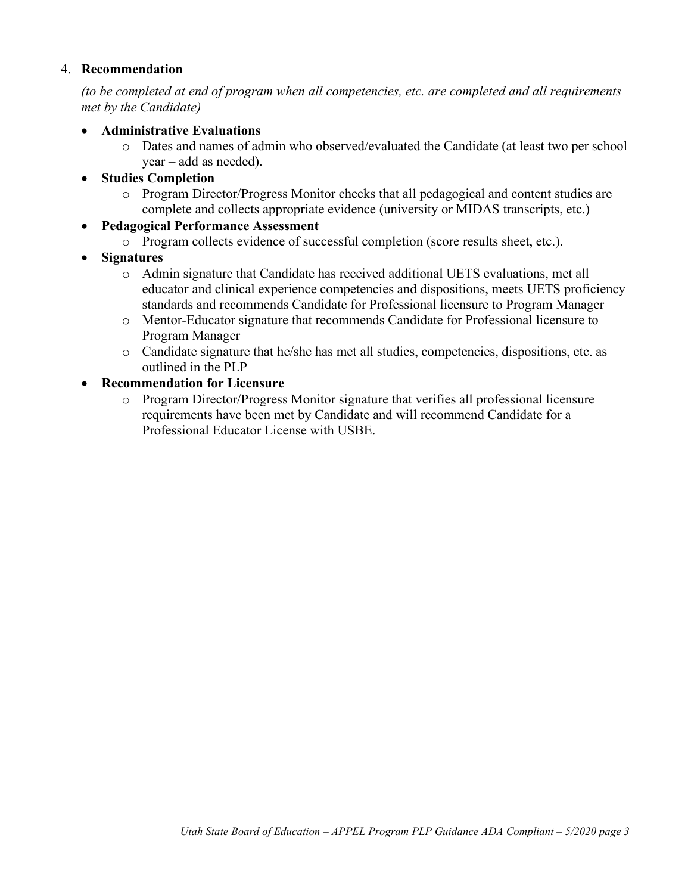4. **Recommendation**

   *(to be completed at end of program when all competencies, etc. are completed and all requirements met by the Candidate)*

- **Administrative Evaluations**
  - Dates and names of admin who observed/evaluated the Candidate (at least two per school year – add as needed).
- **Studies Completion**
  - Program Director/Progress Monitor checks that all pedagogical and content studies are complete and collects appropriate evidence (university or MIDAS transcripts, etc.)
- **Pedagogical Performance Assessment**
  - Program collects evidence of successful completion (score results sheet, etc.).
- **Signatures**
  - Admin signature that Candidate has received additional UETS evaluations, met all educator and clinical experience competencies and dispositions, meets UETS proficiency standards and recommends Candidate for Professional licensure to Program Manager
  - Mentor-Educator signature that recommends Candidate for Professional licensure to Program Manager
  - Candidate signature that he/she has met all studies, competencies, dispositions, etc. as outlined in the PLP
- **Recommendation for Licensure**
  - Program Director/Progress Monitor signature that verifies all professional licensure requirements have been met by Candidate and will recommend Candidate for a Professional Educator License with USBE.